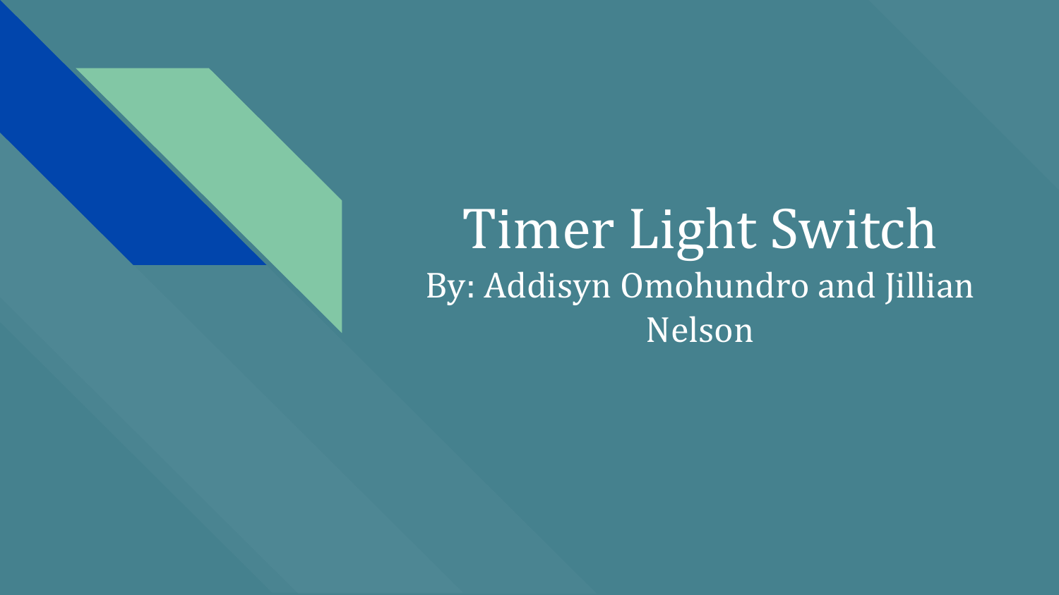# Timer Light Switch

By: Addisyn Omohundro and Jillian Nelson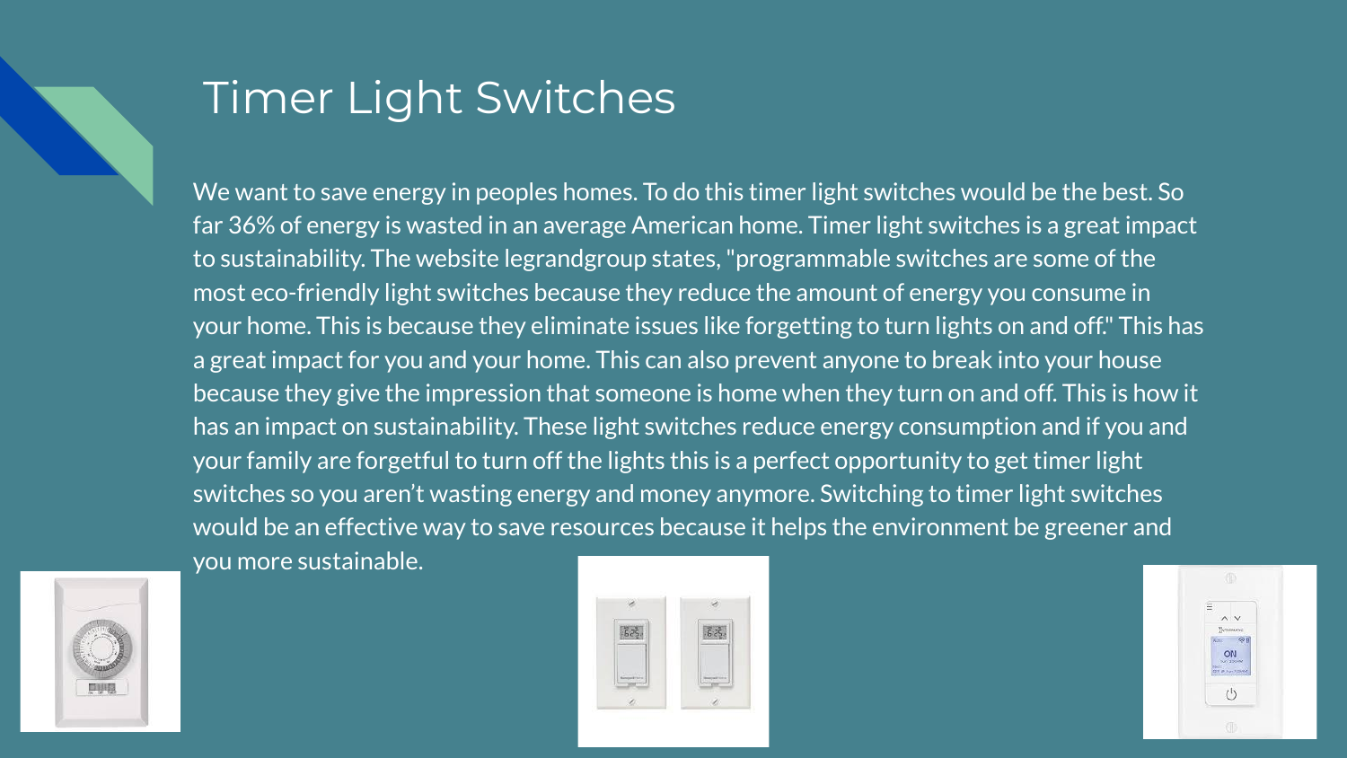# Timer Light Switches

We want to save energy in peoples homes. To do this timer light switches would be the best. So far 36% of energy is wasted in an average American home. Timer light switches is a great impact to sustainability. The website legrandgroup states, "programmable switches are some of the most eco-friendly light switches because they reduce the amount of energy you consume in your home. This is because they eliminate issues like forgetting to turn lights on and off." This has a great impact for you and your home. This can also prevent anyone to break into your house because they give the impression that someone is home when they turn on and off. This is how it has an impact on sustainability. These light switches reduce energy consumption and if you and your family are forgetful to turn off the lights this is a perfect opportunity to get timer light switches so you aren't wasting energy and money anymore. Switching to timer light switches would be an effective way to save resources because it helps the environment be greener and you more sustainable.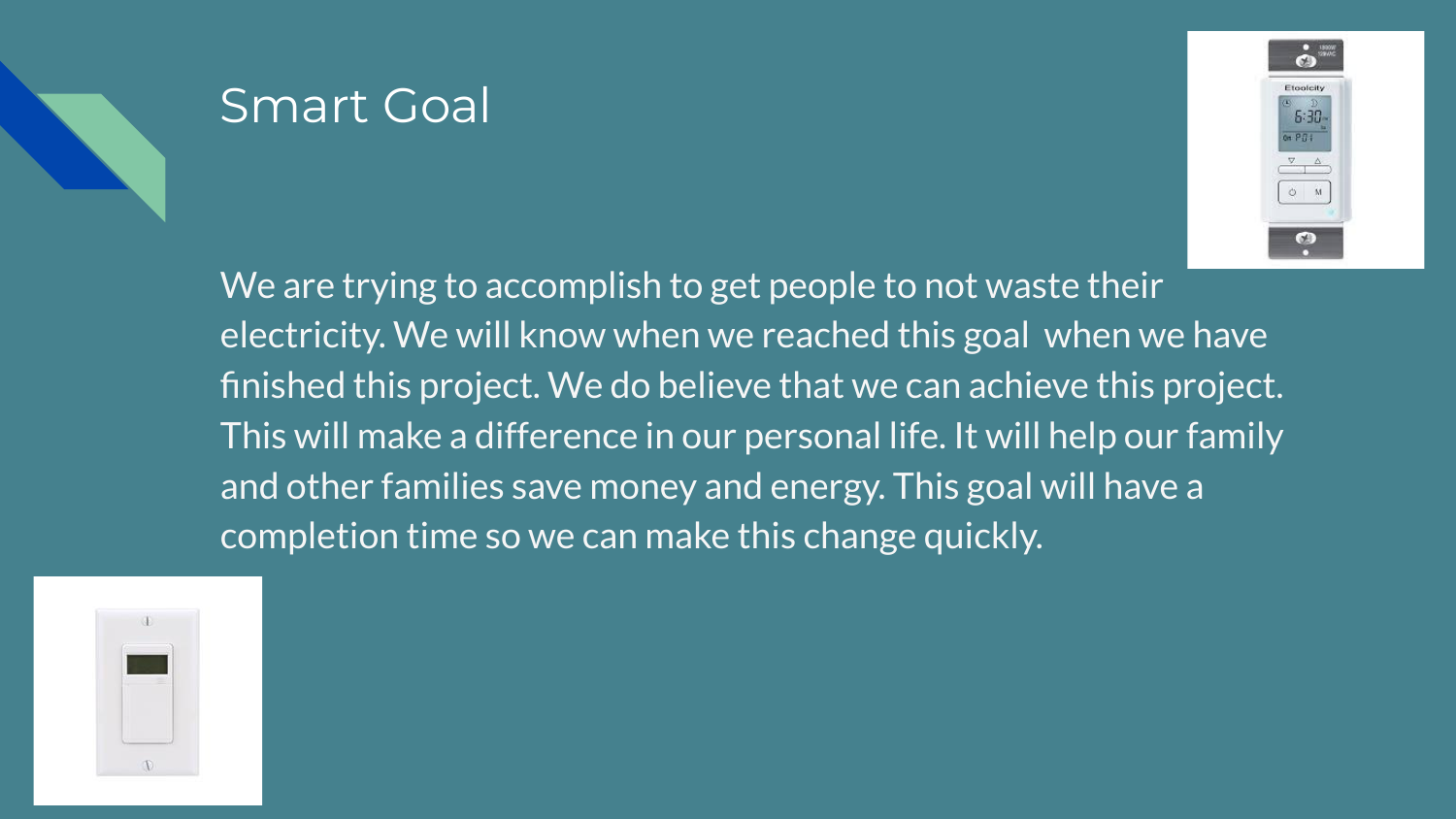# Smart Goal

We are trying to accomplish to get people to not waste their electricity. We will know when we reached this goal when we have finished this project. We do believe that we can achieve this project. This will make a difference in our personal life. It will help our family and other families save money and energy. This goal will have a completion time so we can make this change quickly.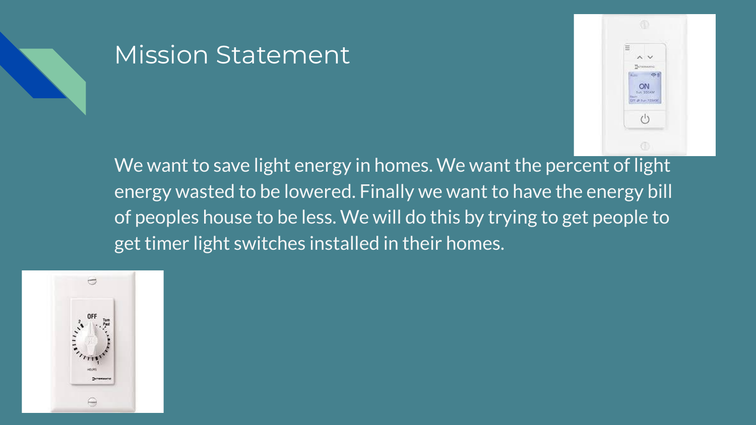# Mission Statement

We want to save light energy in homes. We want the percent of light energy wasted to be lowered. Finally we want to have the energy bill of peoples house to be less. We will do this by trying to get people to get timer light switches installed in their homes.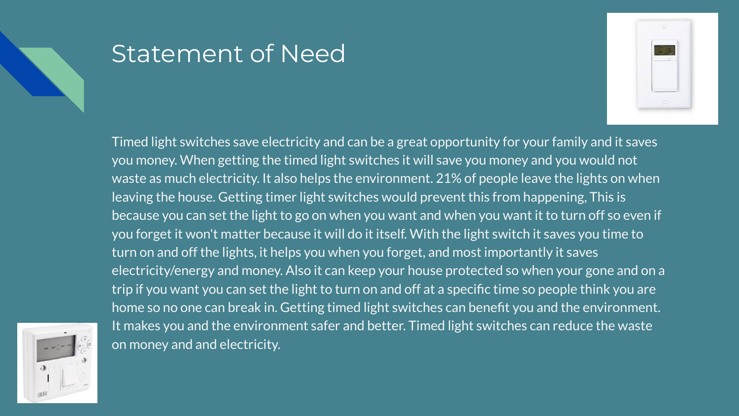# Statement of Need

Timed light switches save electricity and can be a great opportunity for your family and it saves you money. When getting the timed light switches it will save you money and you would not waste as much electricity. It also helps the environment. 21% of people leave the lights on when leaving the house. Getting timer light switches would prevent this from happening, This is because you can set the light to go on when you want and when you want it to turn off so even if you forget it won't matter because it will do it itself. With the light switch it saves you time to turn on and off the lights, it helps you when you forget, and most importantly it saves electricity/energy and money. Also it can keep your house protected so when your gone and on a trip if you want you can set the light to turn on and off at a specific time so people think you are home so no one can break in. Getting timed light switches can benefit you and the environment. It makes you and the environment safer and better. Timed light switches can reduce the waste on money and and electricity.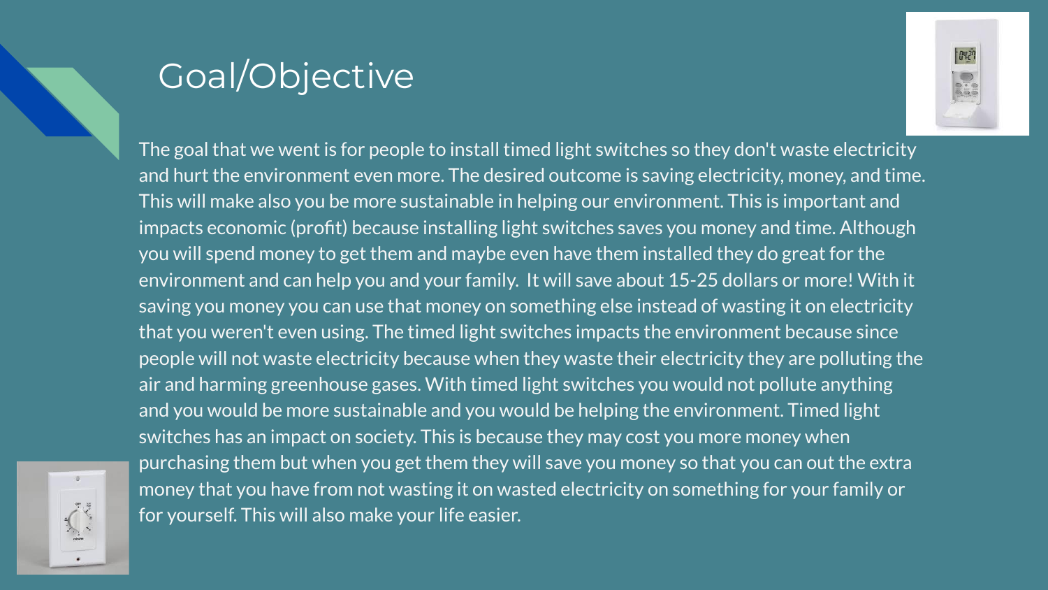# Goal/Objective

The goal that we went is for people to install timed light switches so they don't waste electricity and hurt the environment even more. The desired outcome is saving electricity, money, and time. This will make also you be more sustainable in helping our environment. This is important and impacts economic (profit) because installing light switches saves you money and time. Although you will spend money to get them and maybe even have them installed they do great for the environment and can help you and your family. It will save about 15-25 dollars or more! With it saving you money you can use that money on something else instead of wasting it on electricity that you weren't even using. The timed light switches impacts the environment because since people will not waste electricity because when they waste their electricity they are polluting the air and harming greenhouse gases. With timed light switches you would not pollute anything and you would be more sustainable and you would be helping the environment. Timed light switches has an impact on society. This is because they may cost you more money when purchasing them but when you get them they will save you money so that you can out the extra money that you have from not wasting it on wasted electricity on something for your family or for yourself. This will also make your life easier.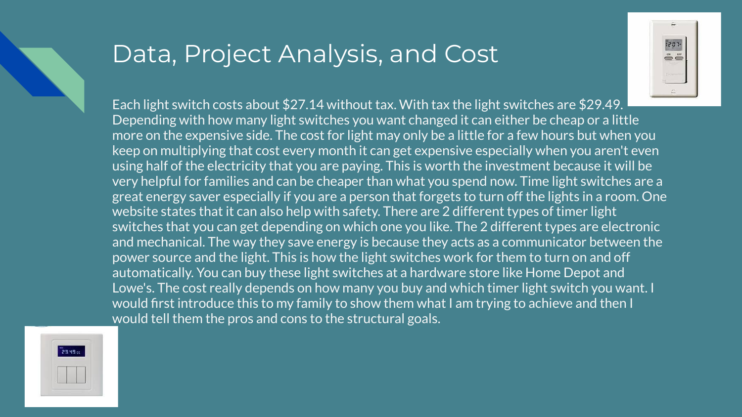# Data, Project Analysis, and Cost

Each light switch costs about $27.14 without tax. With tax the light switches are $29.49. Depending with how many light switches you want changed it can either be cheap or a little more on the expensive side. The cost for light may only be a little for a few hours but when you keep on multiplying that cost every month it can get expensive especially when you aren't even using half of the electricity that you are paying. This is worth the investment because it will be very helpful for families and can be cheaper than what you spend now. Time light switches are a great energy saver especially if you are a person that forgets to turn off the lights in a room. One website states that it can also help with safety. There are 2 different types of timer light switches that you can get depending on which one you like. The 2 different types are electronic and mechanical. The way they save energy is because they acts as a communicator between the power source and the light. This is how the light switches work for them to turn on and off automatically. You can buy these light switches at a hardware store like Home Depot and Lowe's. The cost really depends on how many you buy and which timer light switch you want. I would first introduce this to my family to show them what I am trying to achieve and then I would tell them the pros and cons to the structural goals.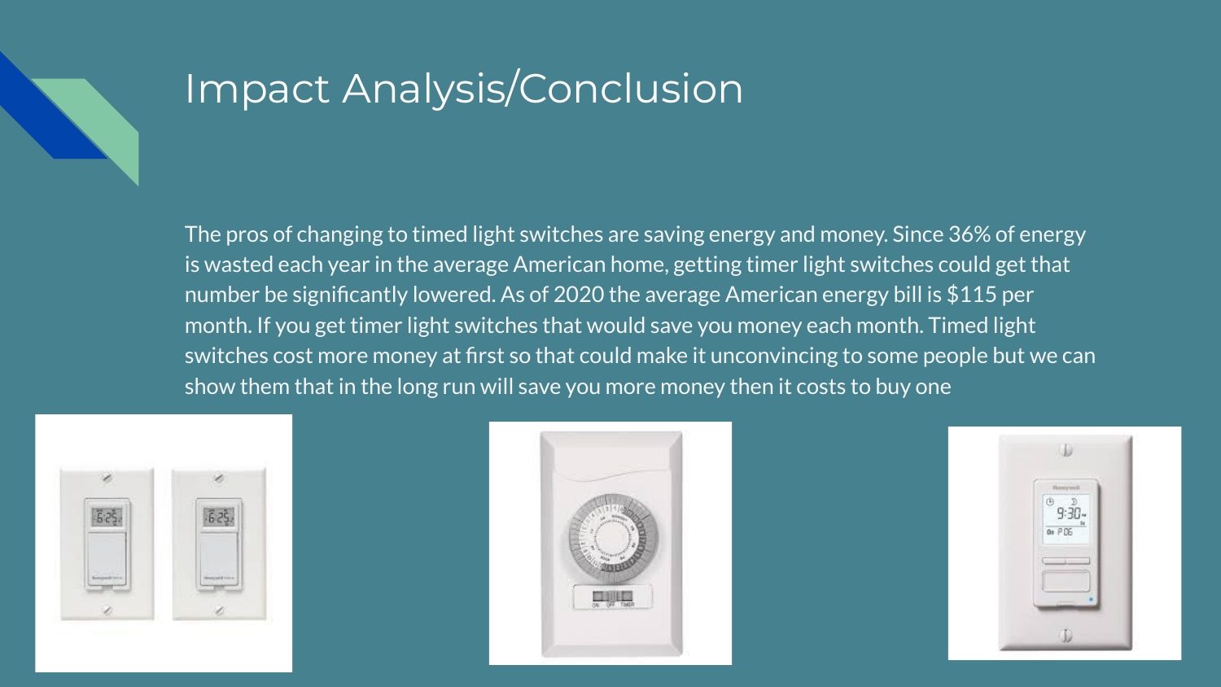# Impact Analysis/Conclusion

The pros of changing to timed light switches are saving energy and money. Since 36% of energy is wasted each year in the average American home, getting timer light switches could get that number be significantly lowered. As of 2020 the average American energy bill is $115 per month. If you get timer light switches that would save you money each month. Timed light switches cost more money at first so that could make it unconvincing to some people but we can show them that in the long run will save you more money then it costs to buy one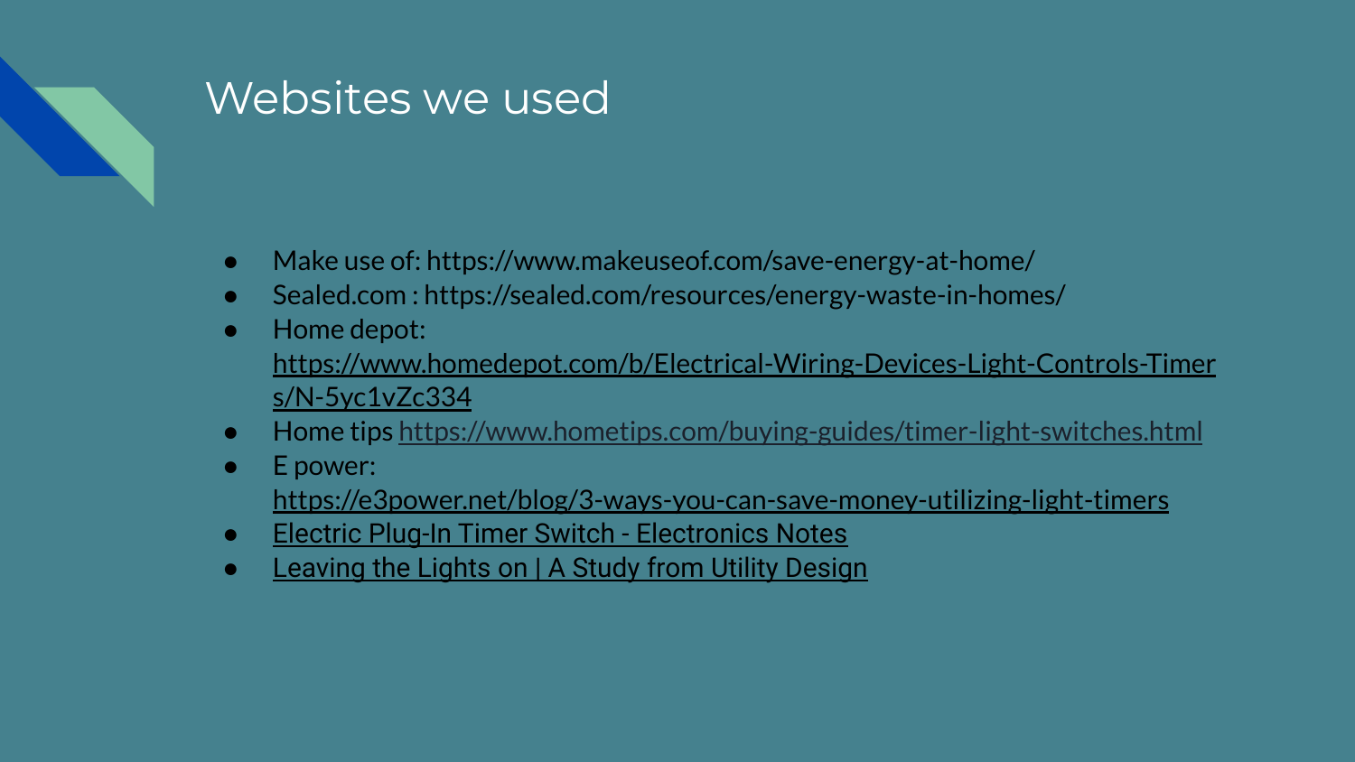# Websites we used

- Make use of: https://www.makeuseof.com/save-energy-at-home/
- Sealed.com : https://sealed.com/resources/energy-waste-in-homes/
- Home depot: https://www.homedepot.com/b/Electrical-Wiring-Devices-Light-Controls-Timers/N-5yc1vZc334
- Home tips https://www.hometips.com/buying-guides/timer-light-switches.html
- E power: https://e3power.net/blog/3-ways-you-can-save-money-utilizing-light-timers
- Electric Plug-In Timer Switch - Electronics Notes
- Leaving the Lights on | A Study from Utility Design